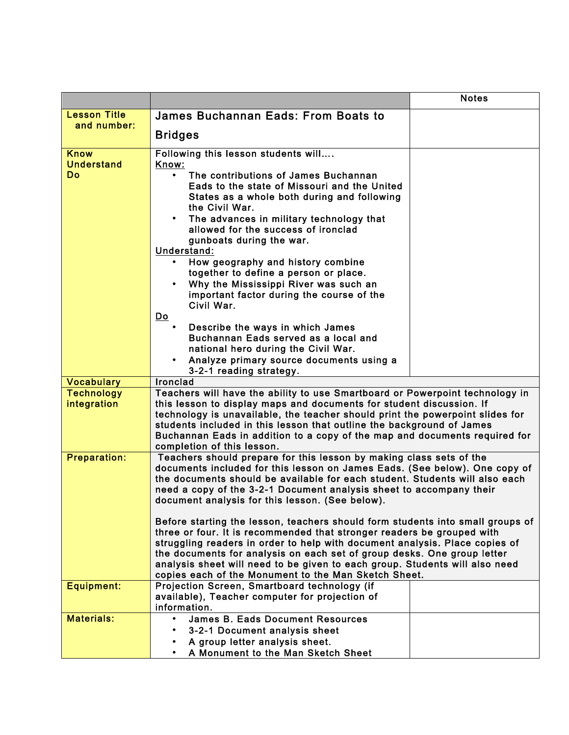| | | Notes |
|---|---|---|
| Lesson Title and number: | James Buchannan Eads: From Boats to Bridges | |
| Know Understand Do | Following this lesson students will…. <br> <u>Know:</u> <br> • The contributions of James Buchannan Eads to the state of Missouri and the United States as a whole both during and following the Civil War. <br> • The advances in military technology that allowed for the success of ironclad gunboats during the war. <br> <u>Understand:</u> <br> • How geography and history combine together to define a person or place. <br> • Why the Mississippi River was such an important factor during the course of the Civil War. <br> <u>Do</u> <br> • Describe the ways in which James Buchannan Eads served as a local and national hero during the Civil War. <br> • Analyze primary source documents using a 3-2-1 reading strategy. | |
| Vocabulary | Ironclad | |
| Technology integration | Teachers will have the ability to use Smartboard or Powerpoint technology in this lesson to display maps and documents for student discussion. If technology is unavailable, the teacher should print the powerpoint slides for students included in this lesson that outline the background of James Buchannan Eads in addition to a copy of the map and documents required for completion of this lesson. | |
| Preparation: | Teachers should prepare for this lesson by making class sets of the documents included for this lesson on James Eads. (See below). One copy of the documents should be available for each student. Students will also each need a copy of the 3-2-1 Document analysis sheet to accompany their document analysis for this lesson. (See below). <br><br> Before starting the lesson, teachers should form students into small groups of three or four. It is recommended that stronger readers be grouped with struggling readers in order to help with document analysis. Place copies of the documents for analysis on each set of group desks. One group letter analysis sheet will need to be given to each group. Students will also need copies each of the Monument to the Man Sketch Sheet. | |
| Equipment: | Projection Screen, Smartboard technology (if available), Teacher computer for projection of information. | |
| Materials: | • James B. Eads Document Resources <br> • 3-2-1 Document analysis sheet <br> • A group letter analysis sheet. <br> • A Monument to the Man Sketch Sheet | |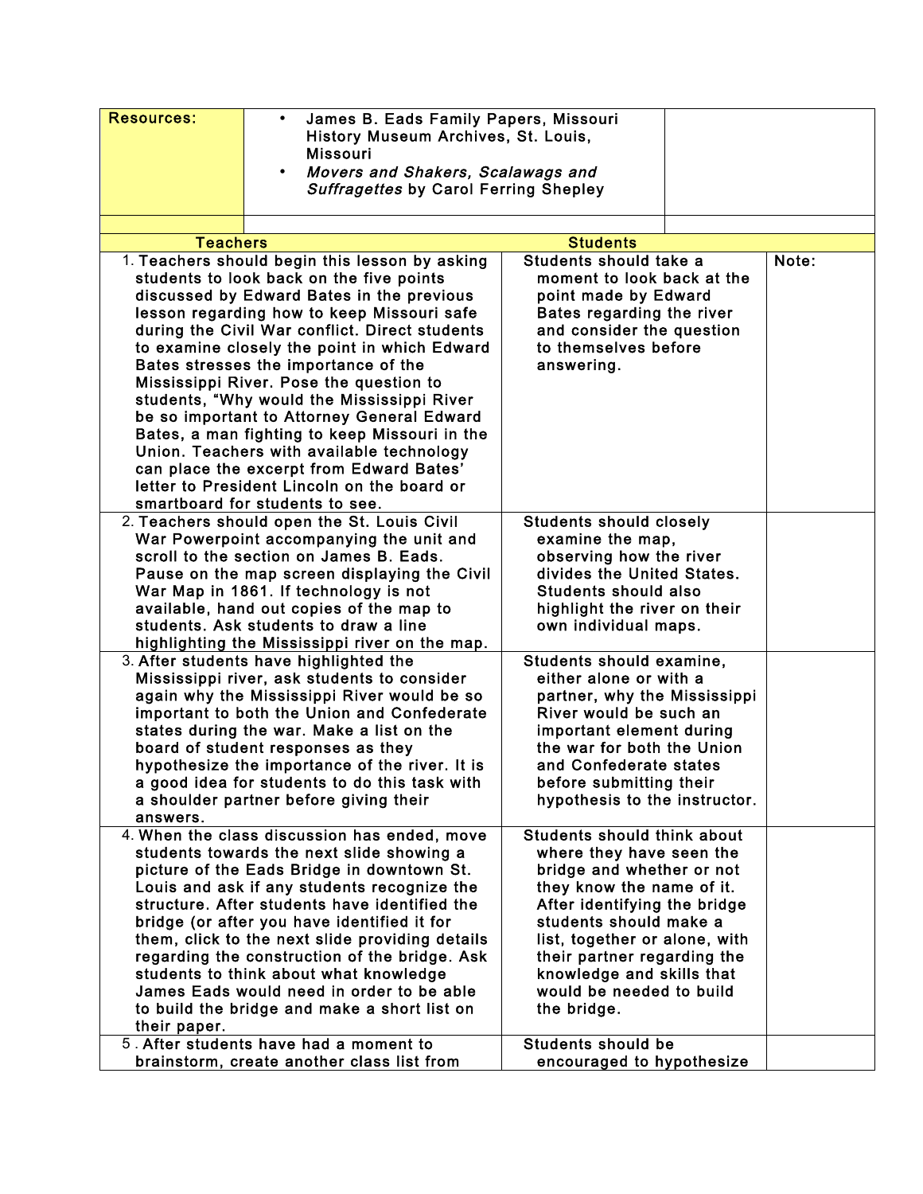| Resources: | • James B. Eads Family Papers, Missouri History Museum Archives, St. Louis, Missouri<br>• *Movers and Shakers, Scalawags and Suffragettes* by Carol Ferring Shepley | |
|---|---|---|
| | | |

| Teachers | Students | |
|---|---|---|
| 1. Teachers should begin this lesson by asking students to look back on the five points discussed by Edward Bates in the previous lesson regarding how to keep Missouri safe during the Civil War conflict. Direct students to examine closely the point in which Edward Bates stresses the importance of the Mississippi River. Pose the question to students, "Why would the Mississippi River be so important to Attorney General Edward Bates, a man fighting to keep Missouri in the Union. Teachers with available technology can place the excerpt from Edward Bates' letter to President Lincoln on the board or smartboard for students to see. | Students should take a moment to look back at the point made by Edward Bates regarding the river and consider the question to themselves before answering. | Note: |
| 2. Teachers should open the St. Louis Civil War Powerpoint accompanying the unit and scroll to the section on James B. Eads. Pause on the map screen displaying the Civil War Map in 1861. If technology is not available, hand out copies of the map to students. Ask students to draw a line highlighting the Mississippi river on the map. | Students should closely examine the map, observing how the river divides the United States. Students should also highlight the river on their own individual maps. | |
| 3. After students have highlighted the Mississippi river, ask students to consider again why the Mississippi River would be so important to both the Union and Confederate states during the war. Make a list on the board of student responses as they hypothesize the importance of the river. It is a good idea for students to do this task with a shoulder partner before giving their answers. | Students should examine, either alone or with a partner, why the Mississippi River would be such an important element during the war for both the Union and Confederate states before submitting their hypothesis to the instructor. | |
| 4. When the class discussion has ended, move students towards the next slide showing a picture of the Eads Bridge in downtown St. Louis and ask if any students recognize the structure. After students have identified the bridge (or after you have identified it for them, click to the next slide providing details regarding the construction of the bridge. Ask students to think about what knowledge James Eads would need in order to be able to build the bridge and make a short list on their paper. | Students should think about where they have seen the bridge and whether or not they know the name of it. After identifying the bridge students should make a list, together or alone, with their partner regarding the knowledge and skills that would be needed to build the bridge. | |
| 5 . After students have had a moment to brainstorm, create another class list from | Students should be encouraged to hypothesize | |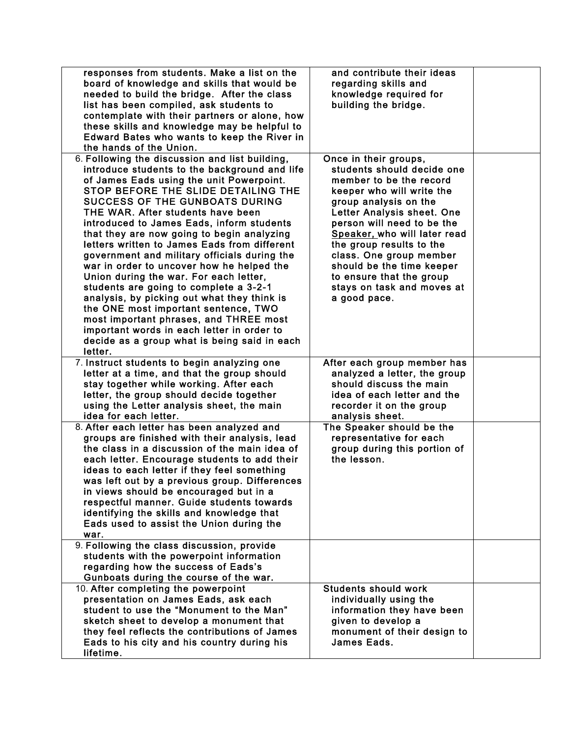| | | |
|---|---|---|
| responses from students. Make a list on the board of knowledge and skills that would be needed to build the bridge. After the class list has been compiled, ask students to contemplate with their partners or alone, how these skills and knowledge may be helpful to Edward Bates who wants to keep the River in the hands of the Union. | and contribute their ideas regarding skills and knowledge required for building the bridge. | |
| 6. Following the discussion and list building, introduce students to the background and life of James Eads using the unit Powerpoint. STOP BEFORE THE SLIDE DETAILING THE SUCCESS OF THE GUNBOATS DURING THE WAR. After students have been introduced to James Eads, inform students that they are now going to begin analyzing letters written to James Eads from different government and military officials during the war in order to uncover how he helped the Union during the war. For each letter, students are going to complete a 3-2-1 analysis, by picking out what they think is the ONE most important sentence, TWO most important phrases, and THREE most important words in each letter in order to decide as a group what is being said in each letter. | Once in their groups, students should decide one member to be the record keeper who will write the group analysis on the Letter Analysis sheet. One person will need to be the <u>Speaker,</u> who will later read the group results to the class. One group member should be the time keeper to ensure that the group stays on task and moves at a good pace. | |
| 7. Instruct students to begin analyzing one letter at a time, and that the group should stay together while working. After each letter, the group should decide together using the Letter analysis sheet, the main idea for each letter. | After each group member has analyzed a letter, the group should discuss the main idea of each letter and the recorder it on the group analysis sheet. | |
| 8. After each letter has been analyzed and groups are finished with their analysis, lead the class in a discussion of the main idea of each letter. Encourage students to add their ideas to each letter if they feel something was left out by a previous group. Differences in views should be encouraged but in a respectful manner. Guide students towards identifying the skills and knowledge that Eads used to assist the Union during the war. | The Speaker should be the representative for each group during this portion of the lesson. | |
| 9. Following the class discussion, provide students with the powerpoint information regarding how the success of Eads's Gunboats during the course of the war. | | |
| 10. After completing the powerpoint presentation on James Eads, ask each student to use the "Monument to the Man" sketch sheet to develop a monument that they feel reflects the contributions of James Eads to his city and his country during his lifetime. | Students should work individually using the information they have been given to develop a monument of their design to James Eads. | |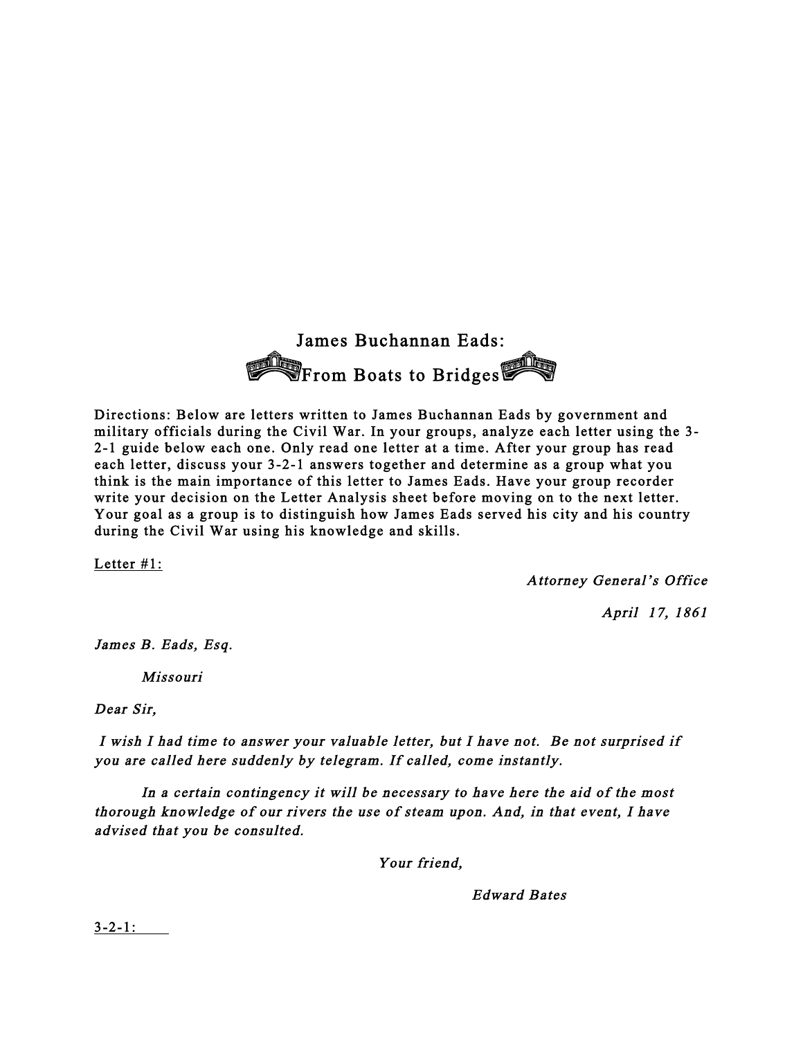# James Buchannan Eads:

## From Boats to Bridges

Directions: Below are letters written to James Buchannan Eads by government and military officials during the Civil War. In your groups, analyze each letter using the 3-2-1 guide below each one. Only read one letter at a time. After your group has read each letter, discuss your 3-2-1 answers together and determine as a group what you think is the main importance of this letter to James Eads. Have your group recorder write your decision on the Letter Analysis sheet before moving on to the next letter. Your goal as a group is to distinguish how James Eads served his city and his country during the Civil War using his knowledge and skills.

Letter #1:

*Attorney General's Office*

*April 17, 1861*

*James B. Eads, Esq.*

*Missouri*

*Dear Sir,*

*I wish I had time to answer your valuable letter, but I have not. Be not surprised if you are called here suddenly by telegram. If called, come instantly.*

*In a certain contingency it will be necessary to have here the aid of the most thorough knowledge of our rivers the use of steam upon. And, in that event, I have advised that you be consulted.*

*Your friend,*

*Edward Bates*

3-2-1: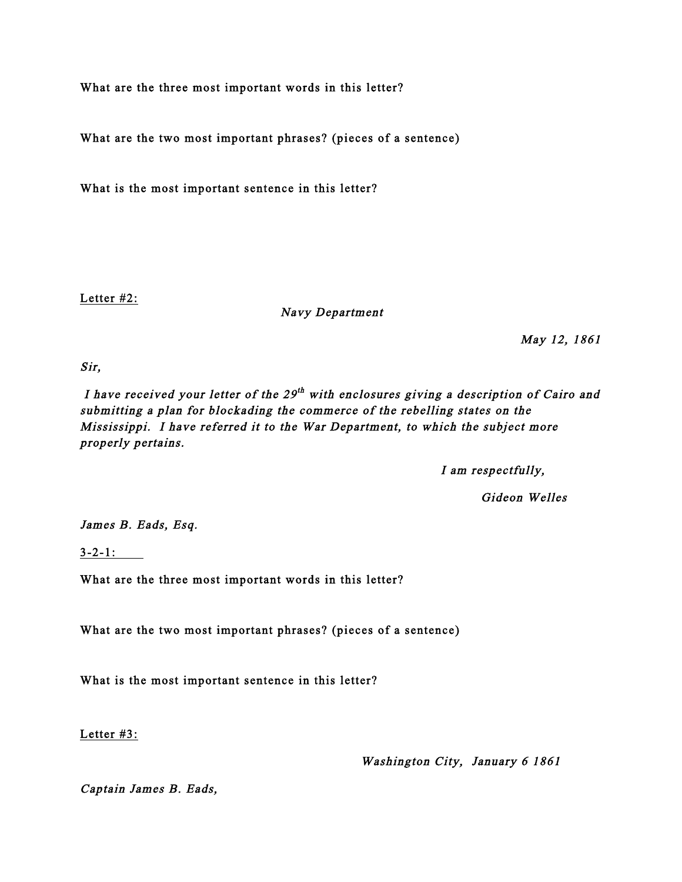What are the three most important words in this letter?

What are the two most important phrases? (pieces of a sentence)

What is the most important sentence in this letter?

<u>Letter #2:</u>

*Navy Department*

*May 12, 1861*

*Sir,*

*I have received your letter of the 29th with enclosures giving a description of Cairo and submitting a plan for blockading the commerce of the rebelling states on the Mississippi. I have referred it to the War Department, to which the subject more properly pertains.*

*I am respectfully,*

*Gideon Welles*

*James B. Eads, Esq.*

<u>3-2-1:</u>

What are the three most important words in this letter?

What are the two most important phrases? (pieces of a sentence)

What is the most important sentence in this letter?

<u>Letter #3:</u>

*Washington City, January 6 1861*

*Captain James B. Eads,*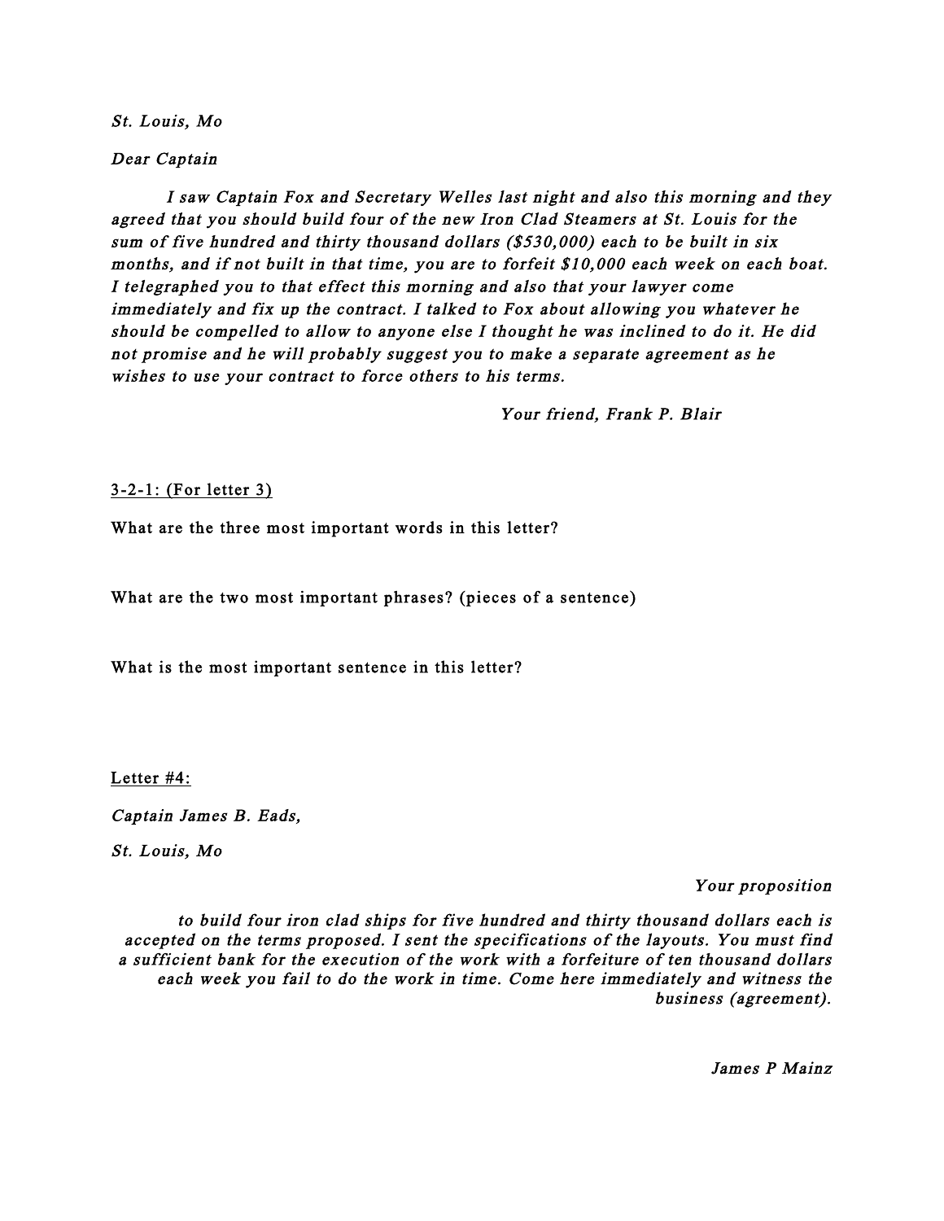*St. Louis, Mo*

*Dear Captain*

*I saw Captain Fox and Secretary Welles last night and also this morning and they agreed that you should build four of the new Iron Clad Steamers at St. Louis for the sum of five hundred and thirty thousand dollars ($530,000) each to be built in six months, and if not built in that time, you are to forfeit $10,000 each week on each boat. I telegraphed you to that effect this morning and also that your lawyer come immediately and fix up the contract. I talked to Fox about allowing you whatever he should be compelled to allow to anyone else I thought he was inclined to do it. He did not promise and he will probably suggest you to make a separate agreement as he wishes to use your contract to force others to his terms.*

*Your friend, Frank P. Blair*

3-2-1: (For letter 3)

What are the three most important words in this letter?

What are the two most important phrases? (pieces of a sentence)

What is the most important sentence in this letter?

Letter #4:

*Captain James B. Eads,*

*St. Louis, Mo*

*Your proposition*

*to build four iron clad ships for five hundred and thirty thousand dollars each is accepted on the terms proposed. I sent the specifications of the layouts. You must find a sufficient bank for the execution of the work with a forfeiture of ten thousand dollars each week you fail to do the work in time. Come here immediately and witness the business (agreement).*

*James P Mainz*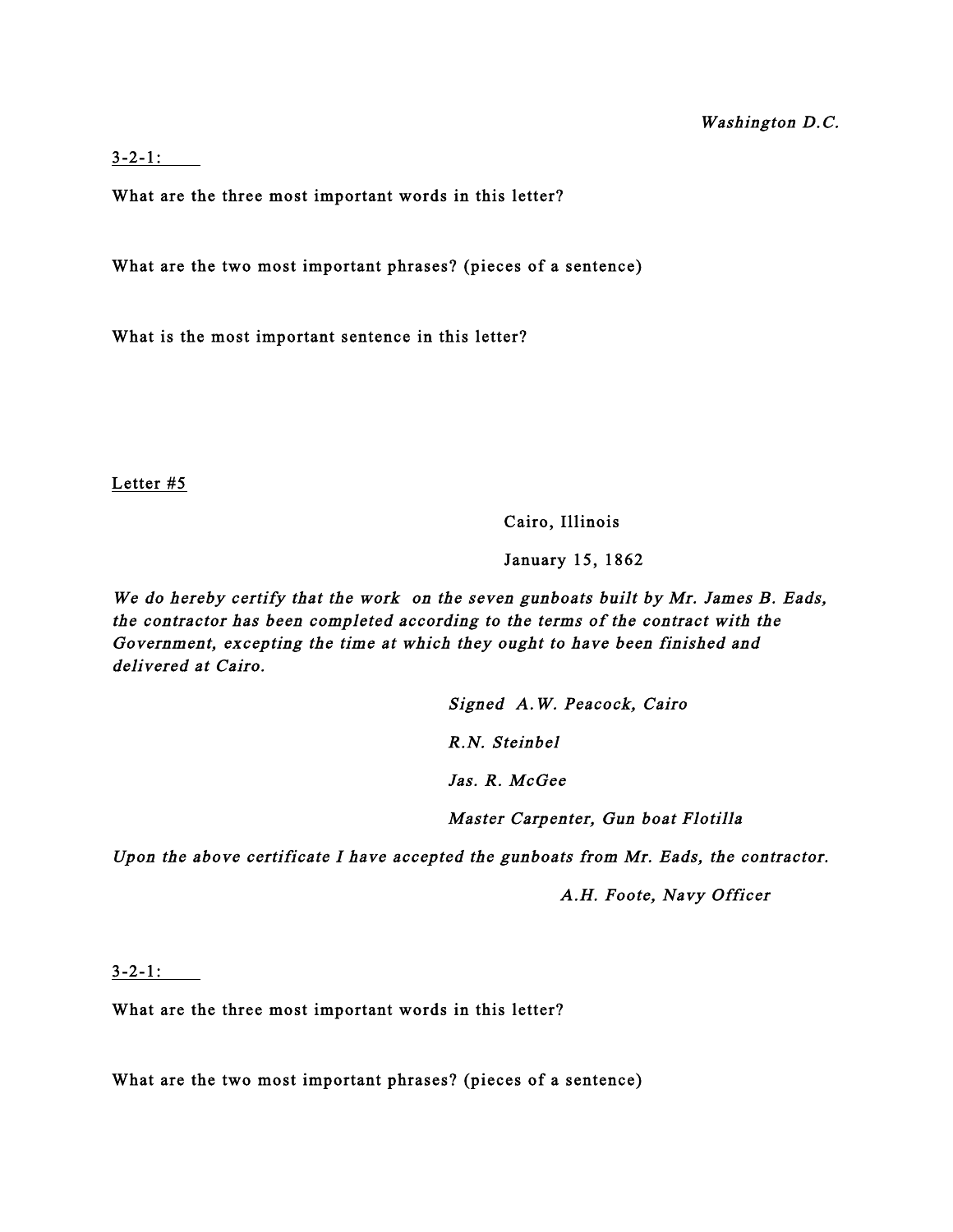*Washington D.C.*

<u>3-2-1:</u>

What are the three most important words in this letter?

What are the two most important phrases? (pieces of a sentence)

What is the most important sentence in this letter?

<u>Letter #5</u>

Cairo, Illinois

January 15, 1862

*We do hereby certify that the work on the seven gunboats built by Mr. James B. Eads, the contractor has been completed according to the terms of the contract with the Government, excepting the time at which they ought to have been finished and delivered at Cairo.*

*Signed A.W. Peacock, Cairo*

*R.N. Steinbel*

*Jas. R. McGee*

*Master Carpenter, Gun boat Flotilla*

*Upon the above certificate I have accepted the gunboats from Mr. Eads, the contractor.*

*A.H. Foote, Navy Officer*

<u>3-2-1:</u>

What are the three most important words in this letter?

What are the two most important phrases? (pieces of a sentence)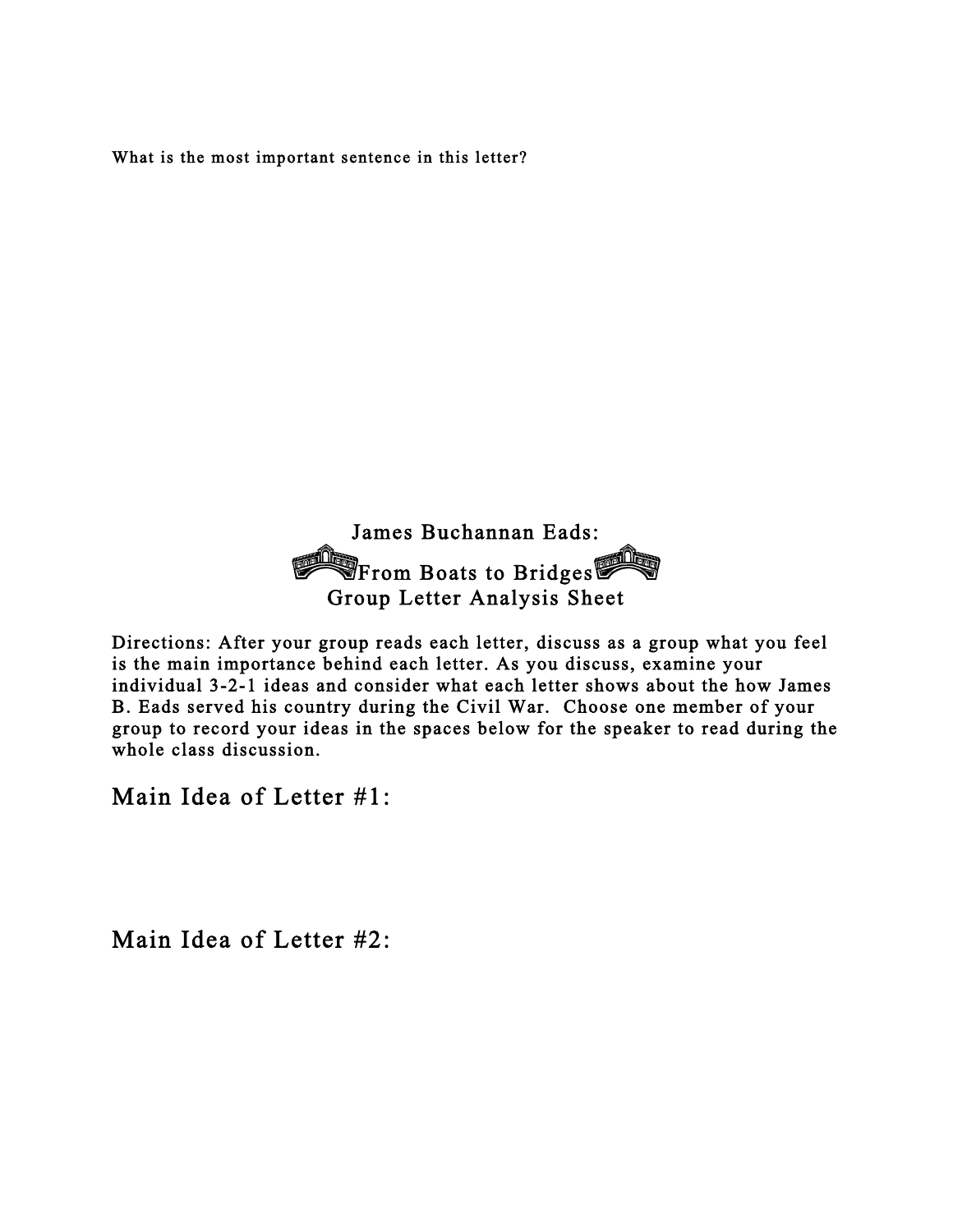What is the most important sentence in this letter?

James Buchannan Eads:

From Boats to Bridges

Group Letter Analysis Sheet

Directions: After your group reads each letter, discuss as a group what you feel is the main importance behind each letter. As you discuss, examine your individual 3-2-1 ideas and consider what each letter shows about the how James B. Eads served his country during the Civil War. Choose one member of your group to record your ideas in the spaces below for the speaker to read during the whole class discussion.

## Main Idea of Letter #1:

## Main Idea of Letter #2: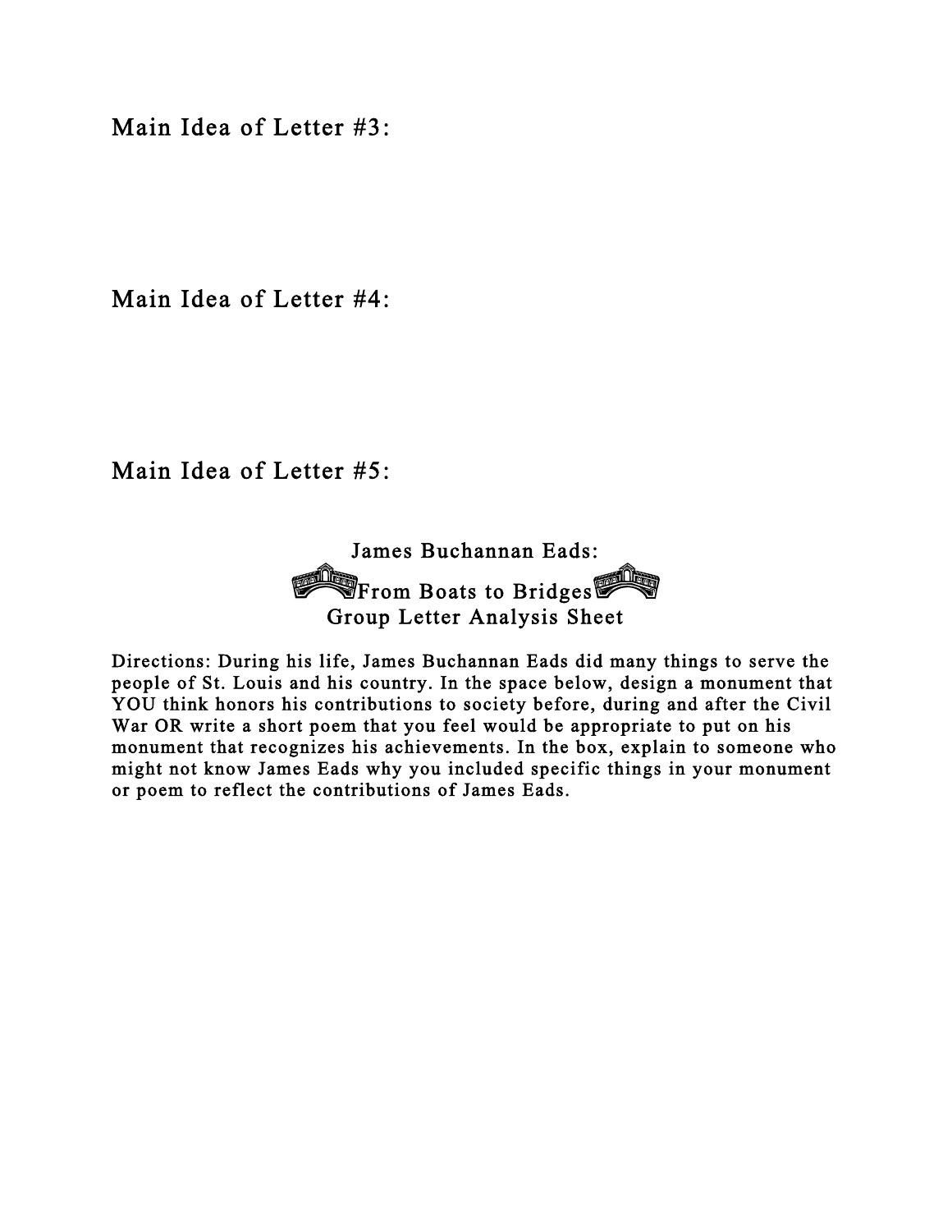Main Idea of Letter #3:

Main Idea of Letter #4:

Main Idea of Letter #5:

## James Buchannan Eads:
## From Boats to Bridges
## Group Letter Analysis Sheet

Directions: During his life, James Buchannan Eads did many things to serve the people of St. Louis and his country. In the space below, design a monument that YOU think honors his contributions to society before, during and after the Civil War OR write a short poem that you feel would be appropriate to put on his monument that recognizes his achievements. In the box, explain to someone who might not know James Eads why you included specific things in your monument or poem to reflect the contributions of James Eads.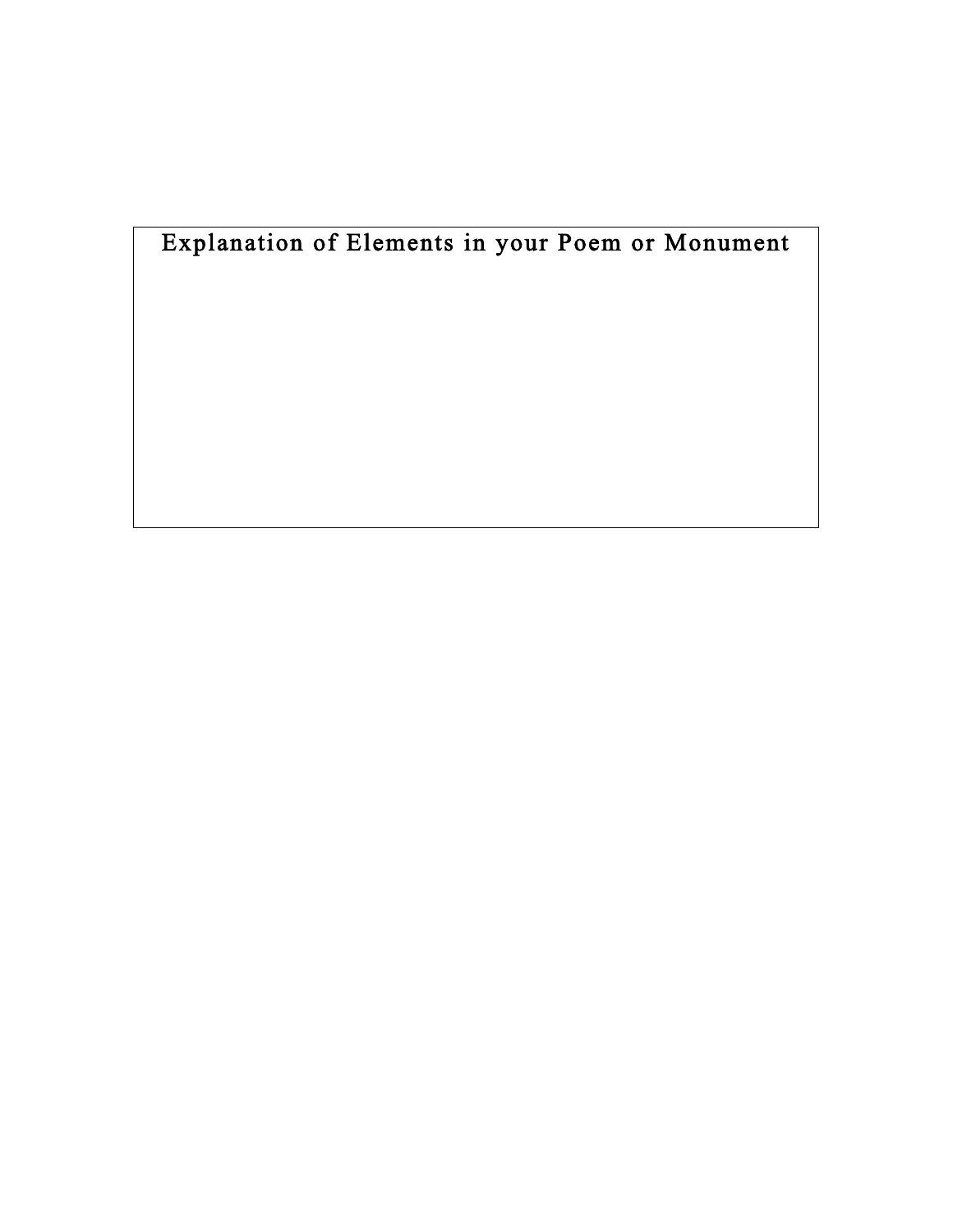Explanation of Elements in your Poem or Monument